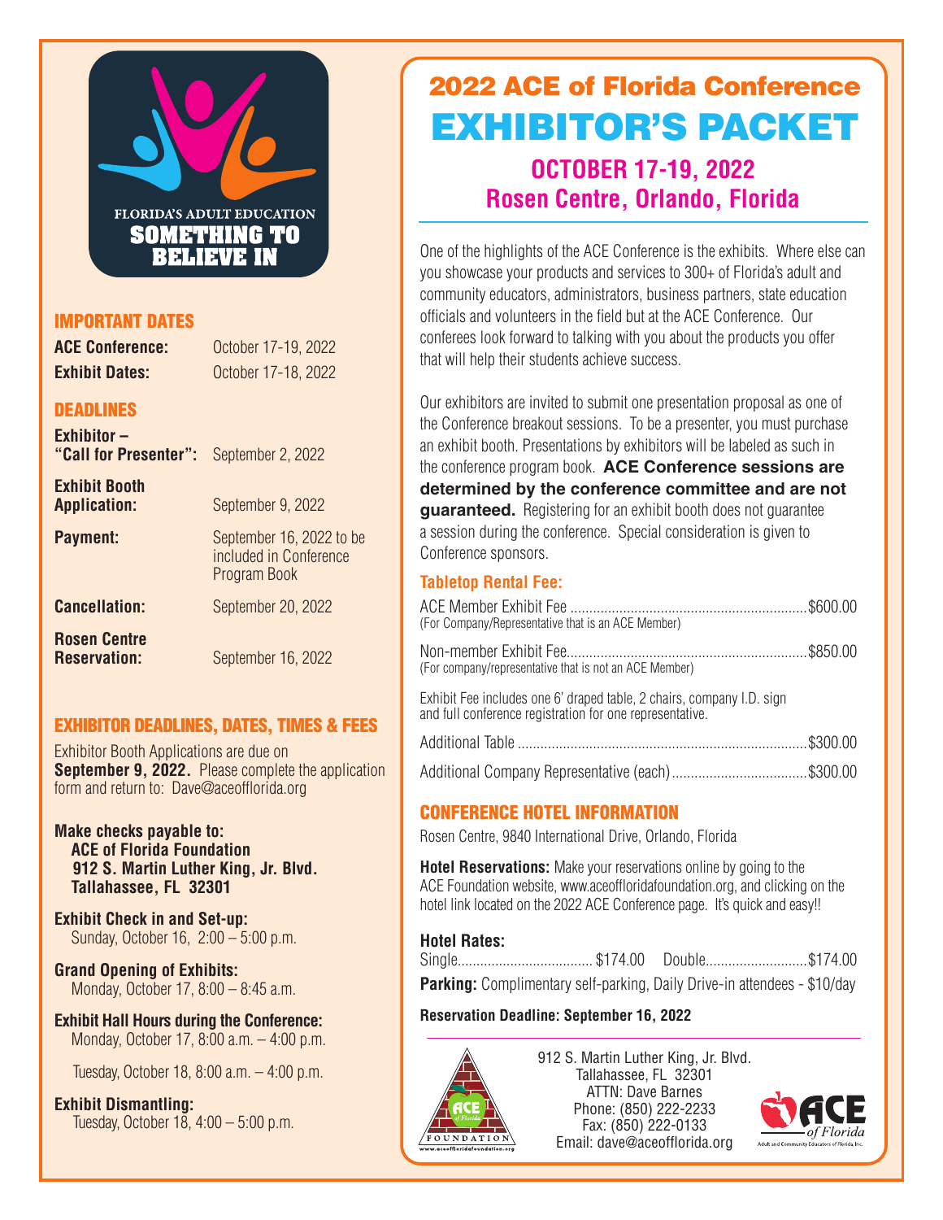FLORIDA'S ADULT EDUCATION

**SOMETHING TO BELIEVE IN**

## IMPORTANT DATES

| | |
|---|---|
| **ACE Conference:** | October 17-19, 2022 |
| **Exhibit Dates:** | October 17-18, 2022 |

## DEADLINES

| | |
|---|---|
| **Exhibitor – "Call for Presenter":** | September 2, 2022 |
| **Exhibit Booth Application:** | September 9, 2022 |
| **Payment:** | September 16, 2022 to be included in Conference Program Book |
| **Cancellation:** | September 20, 2022 |
| **Rosen Centre Reservation:** | September 16, 2022 |

## EXHIBITOR DEADLINES, DATES, TIMES & FEES

Exhibitor Booth Applications are due on **September 9, 2022.** Please complete the application form and return to: Dave@aceofflorida.org

**Make checks payable to:**
**ACE of Florida Foundation**
**912 S. Martin Luther King, Jr. Blvd.**
**Tallahassee, FL 32301**

**Exhibit Check in and Set-up:**
Sunday, October 16, 2:00 – 5:00 p.m.

**Grand Opening of Exhibits:**
Monday, October 17, 8:00 – 8:45 a.m.

**Exhibit Hall Hours during the Conference:**
Monday, October 17, 8:00 a.m. – 4:00 p.m.

Tuesday, October 18, 8:00 a.m. – 4:00 p.m.

**Exhibit Dismantling:**
Tuesday, October 18, 4:00 – 5:00 p.m.

# 2022 ACE of Florida Conference
# EXHIBITOR'S PACKET

## OCTOBER 17-19, 2022
## Rosen Centre, Orlando, Florida

One of the highlights of the ACE Conference is the exhibits. Where else can you showcase your products and services to 300+ of Florida's adult and community educators, administrators, business partners, state education officials and volunteers in the field but at the ACE Conference. Our conferees look forward to talking with you about the products you offer that will help their students achieve success.

Our exhibitors are invited to submit one presentation proposal as one of the Conference breakout sessions. To be a presenter, you must purchase an exhibit booth. Presentations by exhibitors will be labeled as such in the conference program book. **ACE Conference sessions are determined by the conference committee and are not guaranteed.** Registering for an exhibit booth does not guarantee a session during the conference. Special consideration is given to Conference sponsors.

### Tabletop Rental Fee:

ACE Member Exhibit Fee ............ $600.00
(For Company/Representative that is an ACE Member)

Non-member Exhibit Fee............ $850.00
(For company/representative that is not an ACE Member)

Exhibit Fee includes one 6' draped table, 2 chairs, company I.D. sign and full conference registration for one representative.

Additional Table ............ $300.00

Additional Company Representative (each)............ $300.00

## CONFERENCE HOTEL INFORMATION

Rosen Centre, 9840 International Drive, Orlando, Florida

**Hotel Reservations:** Make your reservations online by going to the ACE Foundation website, www.aceoffloridafoundation.org, and clicking on the hotel link located on the 2022 ACE Conference page. It's quick and easy!!

**Hotel Rates:**
Single............ $174.00 Double............ $174.00

**Parking:** Complimentary self-parking, Daily Drive-in attendees - $10/day

**Reservation Deadline: September 16, 2022**

912 S. Martin Luther King, Jr. Blvd.
Tallahassee, FL 32301
ATTN: Dave Barnes
Phone: (850) 222-2233
Fax: (850) 222-0133
Email: dave@aceofflorida.org

ACE of Florida FOUNDATION
www.aceoffloridafoundation.org

ACE of Florida
Adult and Community Educators of Florida, Inc.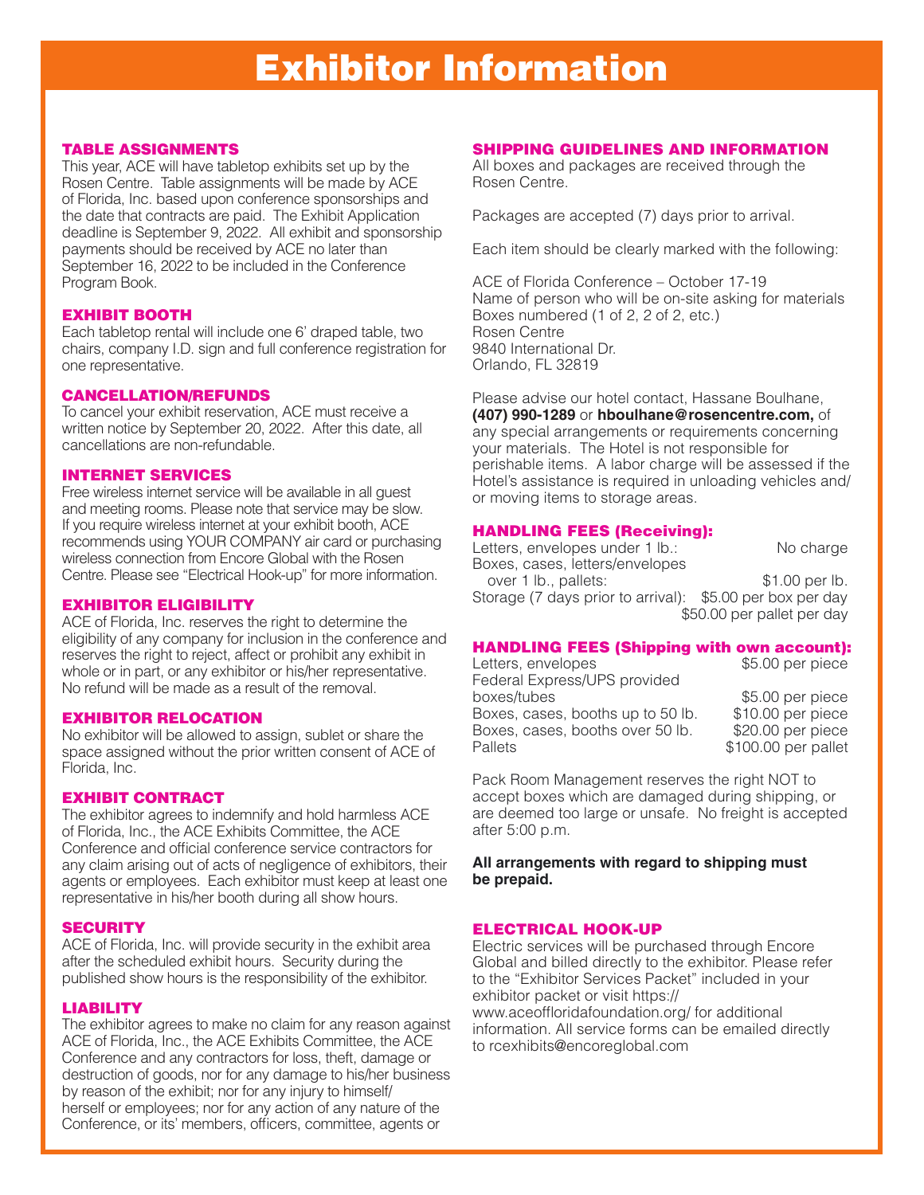# Exhibitor Information

## TABLE ASSIGNMENTS

This year, ACE will have tabletop exhibits set up by the Rosen Centre. Table assignments will be made by ACE of Florida, Inc. based upon conference sponsorships and the date that contracts are paid. The Exhibit Application deadline is September 9, 2022. All exhibit and sponsorship payments should be received by ACE no later than September 16, 2022 to be included in the Conference Program Book.

## EXHIBIT BOOTH

Each tabletop rental will include one 6' draped table, two chairs, company I.D. sign and full conference registration for one representative.

## CANCELLATION/REFUNDS

To cancel your exhibit reservation, ACE must receive a written notice by September 20, 2022. After this date, all cancellations are non-refundable.

## INTERNET SERVICES

Free wireless internet service will be available in all guest and meeting rooms. Please note that service may be slow. If you require wireless internet at your exhibit booth, ACE recommends using YOUR COMPANY air card or purchasing wireless connection from Encore Global with the Rosen Centre. Please see "Electrical Hook-up" for more information.

## EXHIBITOR ELIGIBILITY

ACE of Florida, Inc. reserves the right to determine the eligibility of any company for inclusion in the conference and reserves the right to reject, affect or prohibit any exhibit in whole or in part, or any exhibitor or his/her representative. No refund will be made as a result of the removal.

## EXHIBITOR RELOCATION

No exhibitor will be allowed to assign, sublet or share the space assigned without the prior written consent of ACE of Florida, Inc.

## EXHIBIT CONTRACT

The exhibitor agrees to indemnify and hold harmless ACE of Florida, Inc., the ACE Exhibits Committee, the ACE Conference and official conference service contractors for any claim arising out of acts of negligence of exhibitors, their agents or employees. Each exhibitor must keep at least one representative in his/her booth during all show hours.

## SECURITY

ACE of Florida, Inc. will provide security in the exhibit area after the scheduled exhibit hours. Security during the published show hours is the responsibility of the exhibitor.

## LIABILITY

The exhibitor agrees to make no claim for any reason against ACE of Florida, Inc., the ACE Exhibits Committee, the ACE Conference and any contractors for loss, theft, damage or destruction of goods, nor for any damage to his/her business by reason of the exhibit; nor for any injury to himself/herself or employees; nor for any action of any nature of the Conference, or its' members, officers, committee, agents or

## SHIPPING GUIDELINES AND INFORMATION

All boxes and packages are received through the Rosen Centre.

Packages are accepted (7) days prior to arrival.

Each item should be clearly marked with the following:

ACE of Florida Conference – October 17-19
Name of person who will be on-site asking for materials
Boxes numbered (1 of 2, 2 of 2, etc.)
Rosen Centre
9840 International Dr.
Orlando, FL 32819

Please advise our hotel contact, Hassane Boulhane, **(407) 990-1289** or **hboulhane@rosencentre.com,** of any special arrangements or requirements concerning your materials. The Hotel is not responsible for perishable items. A labor charge will be assessed if the Hotel's assistance is required in unloading vehicles and/or moving items to storage areas.

## HANDLING FEES (Receiving):

| | |
|---|---|
| Letters, envelopes under 1 lb.: | No charge |
| Boxes, cases, letters/envelopes over 1 lb., pallets: | $1.00 per lb. |
| Storage (7 days prior to arrival): | $5.00 per box per day |
| | $50.00 per pallet per day |

## HANDLING FEES (Shipping with own account):

| | |
|---|---|
| Letters, envelopes | $5.00 per piece |
| Federal Express/UPS provided boxes/tubes | $5.00 per piece |
| Boxes, cases, booths up to 50 lb. | $10.00 per piece |
| Boxes, cases, booths over 50 lb. | $20.00 per piece |
| Pallets | $100.00 per pallet |

Pack Room Management reserves the right NOT to accept boxes which are damaged during shipping, or are deemed too large or unsafe. No freight is accepted after 5:00 p.m.

**All arrangements with regard to shipping must be prepaid.**

## ELECTRICAL HOOK-UP

Electric services will be purchased through Encore Global and billed directly to the exhibitor. Please refer to the "Exhibitor Services Packet" included in your exhibitor packet or visit https://www.aceoffloridafoundation.org/ for additional information. All service forms can be emailed directly to rcexhibits@encoreglobal.com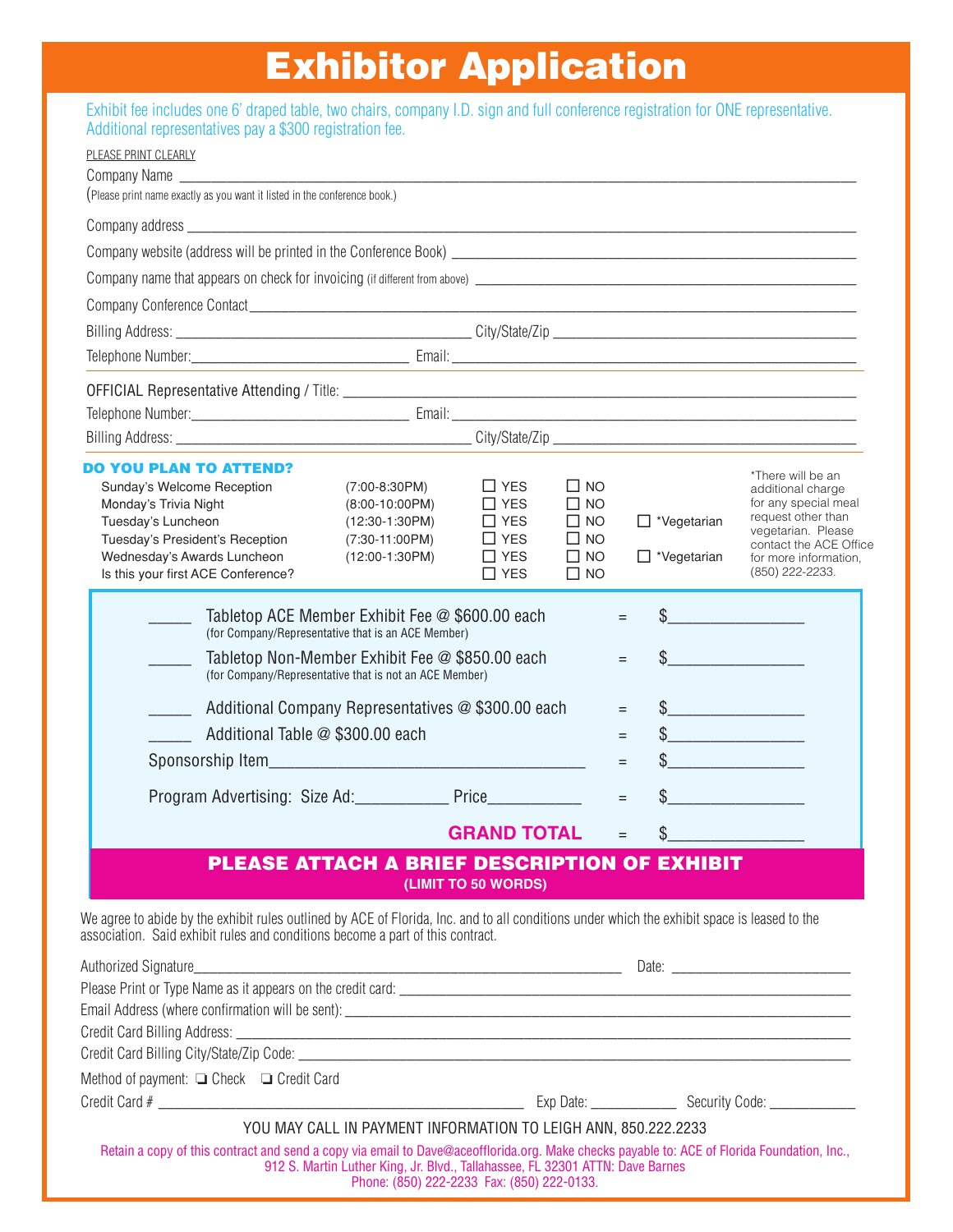# Exhibitor Application

Exhibit fee includes one 6' draped table, two chairs, company I.D. sign and full conference registration for ONE representative. Additional representatives pay a $300 registration fee.

PLEASE PRINT CLEARLY

Company Name ______________________________________________

(Please print name exactly as you want it listed in the conference book.)

Company address ______________________________________________

Company website (address will be printed in the Conference Book) ______________________________

Company name that appears on check for invoicing (if different from above) ______________________________

Company Conference Contact ______________________________________________

Billing Address: ______________________ City/State/Zip ______________________

Telephone Number: ______________________ Email: ______________________

OFFICIAL Representative Attending / Title: ______________________________________________

Telephone Number: ______________________ Email: ______________________

Billing Address: ______________________ City/State/Zip ______________________

**DO YOU PLAN TO ATTEND?**

| Event | Time | | | |
|---|---|---|---|---|
| Sunday's Welcome Reception | (7:00-8:30PM) | ☐ YES | ☐ NO | |
| Monday's Trivia Night | (8:00-10:00PM) | ☐ YES | ☐ NO | |
| Tuesday's Luncheon | (12:30-1:30PM) | ☐ YES | ☐ NO | ☐ *Vegetarian |
| Tuesday's President's Reception | (7:30-11:00PM) | ☐ YES | ☐ NO | |
| Wednesday's Awards Luncheon | (12:00-1:30PM) | ☐ YES | ☐ NO | ☐ *Vegetarian |
| Is this your first ACE Conference? | | ☐ YES | ☐ NO | |

*There will be an additional charge for any special meal request other than vegetarian. Please contact the ACE Office for more information, (850) 222-2233.

_____ Tabletop ACE Member Exhibit Fee @ $600.00 each = $____________
(for Company/Representative that is an ACE Member)

_____ Tabletop Non-Member Exhibit Fee @ $850.00 each = $____________
(for Company/Representative that is not an ACE Member)

_____ Additional Company Representatives @ $300.00 each = $____________

_____ Additional Table @ $300.00 each = $____________

Sponsorship Item______________________________ = $____________

Program Advertising: Size Ad:__________ Price__________ = $____________

**GRAND TOTAL** = $____________

**PLEASE ATTACH A BRIEF DESCRIPTION OF EXHIBIT**
**(LIMIT TO 50 WORDS)**

We agree to abide by the exhibit rules outlined by ACE of Florida, Inc. and to all conditions under which the exhibit space is leased to the association. Said exhibit rules and conditions become a part of this contract.

Authorized Signature______________________________ Date: ______________

Please Print or Type Name as it appears on the credit card: ______________________________

Email Address (where confirmation will be sent): ______________________________

Credit Card Billing Address: ______________________________

Credit Card Billing City/State/Zip Code: ______________________________

Method of payment: ❏ Check ❏ Credit Card

Credit Card # ______________________________ Exp Date: __________ Security Code: __________

YOU MAY CALL IN PAYMENT INFORMATION TO LEIGH ANN, 850.222.2233

Retain a copy of this contract and send a copy via email to Dave@aceofflorida.org. Make checks payable to: ACE of Florida Foundation, Inc., 912 S. Martin Luther King, Jr. Blvd., Tallahassee, FL 32301 ATTN: Dave Barnes
Phone: (850) 222-2233 Fax: (850) 222-0133.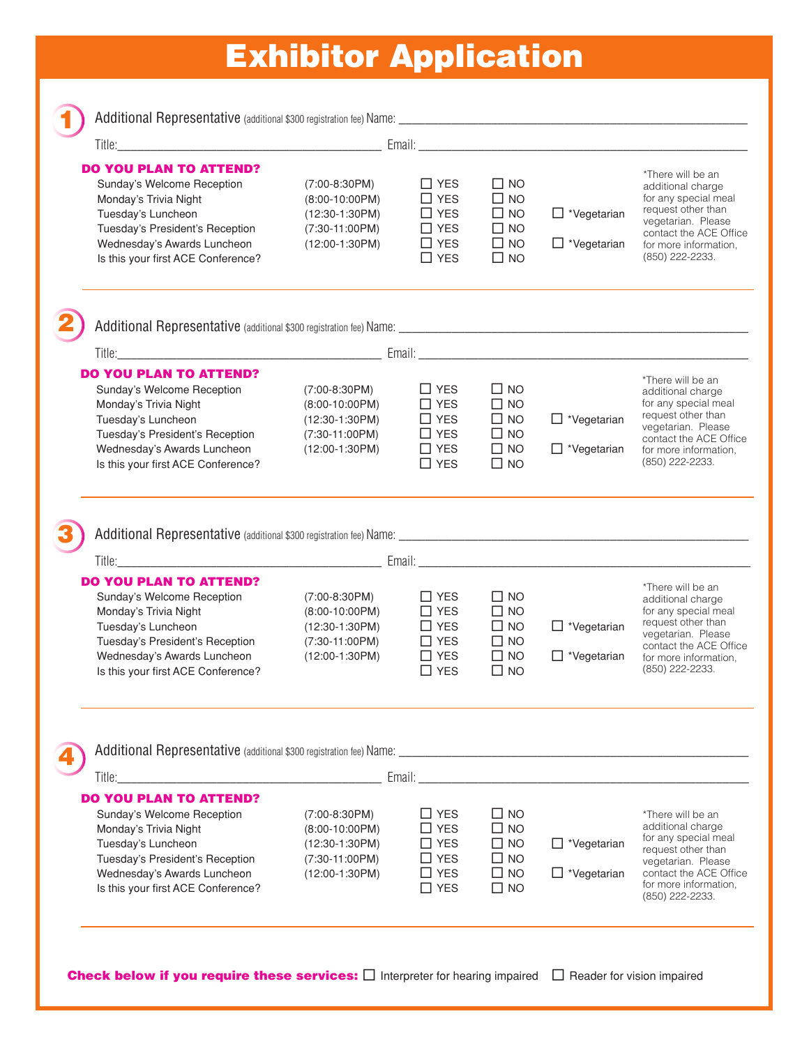# Exhibitor Application

**1** Additional Representative (additional $300 registration fee) Name: ______________________________

Title: ______________________________ Email: ______________________________

**DO YOU PLAN TO ATTEND?**

| | | | | |
|---|---|---|---|---|
| Sunday's Welcome Reception | (7:00-8:30PM) | ☐ YES | ☐ NO | |
| Monday's Trivia Night | (8:00-10:00PM) | ☐ YES | ☐ NO | |
| Tuesday's Luncheon | (12:30-1:30PM) | ☐ YES | ☐ NO | ☐ *Vegetarian |
| Tuesday's President's Reception | (7:30-11:00PM) | ☐ YES | ☐ NO | |
| Wednesday's Awards Luncheon | (12:00-1:30PM) | ☐ YES | ☐ NO | ☐ *Vegetarian |
| Is this your first ACE Conference? | | ☐ YES | ☐ NO | |

*There will be an additional charge for any special meal request other than vegetarian. Please contact the ACE Office for more information, (850) 222-2233.

**2** Additional Representative (additional $300 registration fee) Name: ______________________________

Title: ______________________________ Email: ______________________________

**DO YOU PLAN TO ATTEND?**

| | | | | |
|---|---|---|---|---|
| Sunday's Welcome Reception | (7:00-8:30PM) | ☐ YES | ☐ NO | |
| Monday's Trivia Night | (8:00-10:00PM) | ☐ YES | ☐ NO | |
| Tuesday's Luncheon | (12:30-1:30PM) | ☐ YES | ☐ NO | ☐ *Vegetarian |
| Tuesday's President's Reception | (7:30-11:00PM) | ☐ YES | ☐ NO | |
| Wednesday's Awards Luncheon | (12:00-1:30PM) | ☐ YES | ☐ NO | ☐ *Vegetarian |
| Is this your first ACE Conference? | | ☐ YES | ☐ NO | |

*There will be an additional charge for any special meal request other than vegetarian. Please contact the ACE Office for more information, (850) 222-2233.

**3** Additional Representative (additional $300 registration fee) Name: ______________________________

Title: ______________________________ Email: ______________________________

**DO YOU PLAN TO ATTEND?**

| | | | | |
|---|---|---|---|---|
| Sunday's Welcome Reception | (7:00-8:30PM) | ☐ YES | ☐ NO | |
| Monday's Trivia Night | (8:00-10:00PM) | ☐ YES | ☐ NO | |
| Tuesday's Luncheon | (12:30-1:30PM) | ☐ YES | ☐ NO | ☐ *Vegetarian |
| Tuesday's President's Reception | (7:30-11:00PM) | ☐ YES | ☐ NO | |
| Wednesday's Awards Luncheon | (12:00-1:30PM) | ☐ YES | ☐ NO | ☐ *Vegetarian |
| Is this your first ACE Conference? | | ☐ YES | ☐ NO | |

*There will be an additional charge for any special meal request other than vegetarian. Please contact the ACE Office for more information, (850) 222-2233.

**4** Additional Representative (additional $300 registration fee) Name: ______________________________

Title: ______________________________ Email: ______________________________

**DO YOU PLAN TO ATTEND?**

| | | | | |
|---|---|---|---|---|
| Sunday's Welcome Reception | (7:00-8:30PM) | ☐ YES | ☐ NO | |
| Monday's Trivia Night | (8:00-10:00PM) | ☐ YES | ☐ NO | |
| Tuesday's Luncheon | (12:30-1:30PM) | ☐ YES | ☐ NO | ☐ *Vegetarian |
| Tuesday's President's Reception | (7:30-11:00PM) | ☐ YES | ☐ NO | |
| Wednesday's Awards Luncheon | (12:00-1:30PM) | ☐ YES | ☐ NO | ☐ *Vegetarian |
| Is this your first ACE Conference? | | ☐ YES | ☐ NO | |

*There will be an additional charge for any special meal request other than vegetarian. Please contact the ACE Office for more information, (850) 222-2233.

**Check below if you require these services:** ☐ Interpreter for hearing impaired ☐ Reader for vision impaired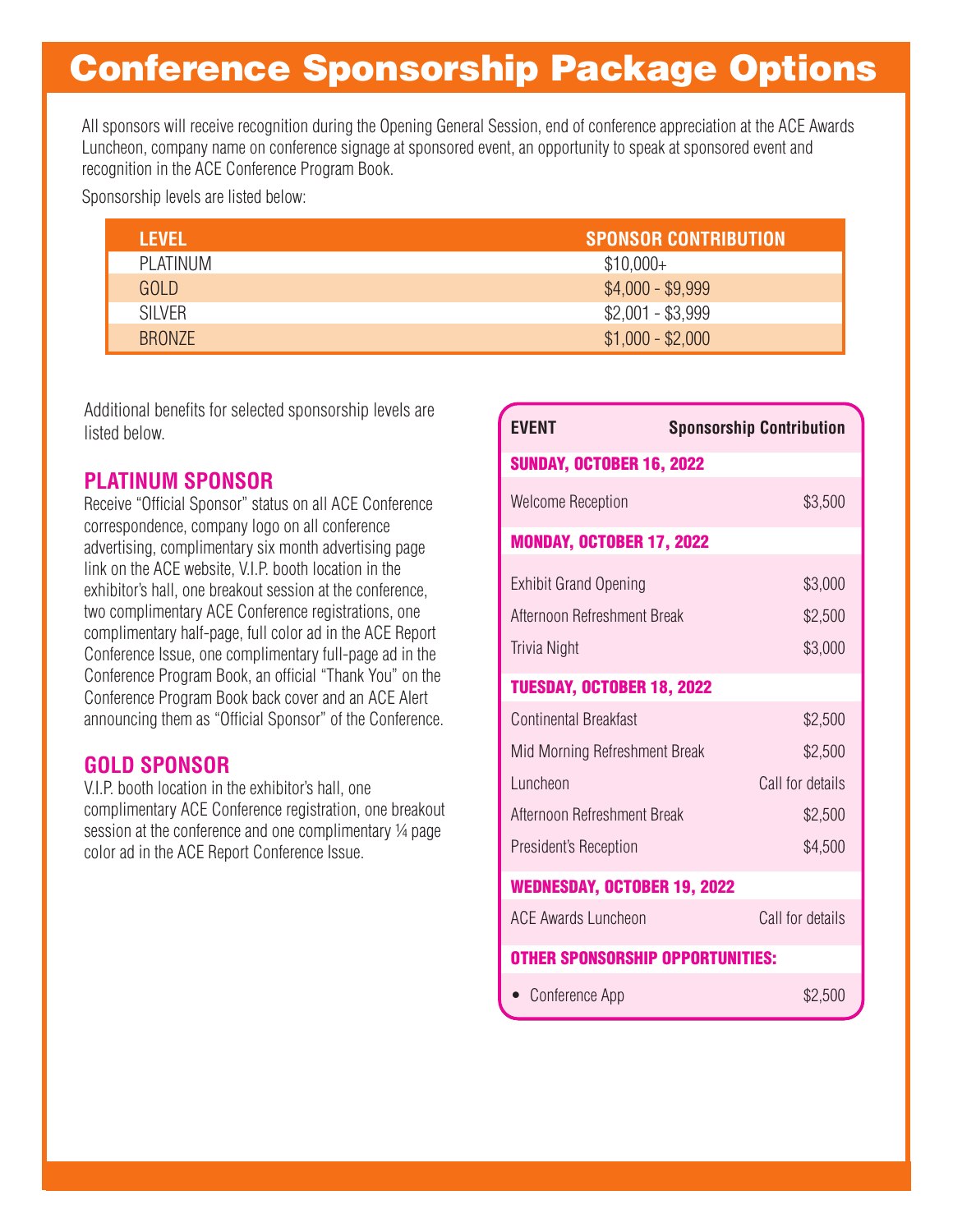# Conference Sponsorship Package Options

All sponsors will receive recognition during the Opening General Session, end of conference appreciation at the ACE Awards Luncheon, company name on conference signage at sponsored event, an opportunity to speak at sponsored event and recognition in the ACE Conference Program Book.

Sponsorship levels are listed below:

| LEVEL | SPONSOR CONTRIBUTION |
|---|---|
| PLATINUM | $10,000+ |
| GOLD | $4,000 - $9,999 |
| SILVER | $2,001 - $3,999 |
| BRONZE | $1,000 - $2,000 |

Additional benefits for selected sponsorship levels are listed below.

## PLATINUM SPONSOR

Receive "Official Sponsor" status on all ACE Conference correspondence, company logo on all conference advertising, complimentary six month advertising page link on the ACE website, V.I.P. booth location in the exhibitor's hall, one breakout session at the conference, two complimentary ACE Conference registrations, one complimentary half-page, full color ad in the ACE Report Conference Issue, one complimentary full-page ad in the Conference Program Book, an official "Thank You" on the Conference Program Book back cover and an ACE Alert announcing them as "Official Sponsor" of the Conference.

## GOLD SPONSOR

V.I.P. booth location in the exhibitor's hall, one complimentary ACE Conference registration, one breakout session at the conference and one complimentary ¼ page color ad in the ACE Report Conference Issue.

| EVENT | Sponsorship Contribution |
|---|---|
| **SUNDAY, OCTOBER 16, 2022** | |
| Welcome Reception | $3,500 |
| **MONDAY, OCTOBER 17, 2022** | |
| Exhibit Grand Opening | $3,000 |
| Afternoon Refreshment Break | $2,500 |
| Trivia Night | $3,000 |
| **TUESDAY, OCTOBER 18, 2022** | |
| Continental Breakfast | $2,500 |
| Mid Morning Refreshment Break | $2,500 |
| Luncheon | Call for details |
| Afternoon Refreshment Break | $2,500 |
| President's Reception | $4,500 |
| **WEDNESDAY, OCTOBER 19, 2022** | |
| ACE Awards Luncheon | Call for details |
| **OTHER SPONSORSHIP OPPORTUNITIES:** | |
| • Conference App | $2,500 |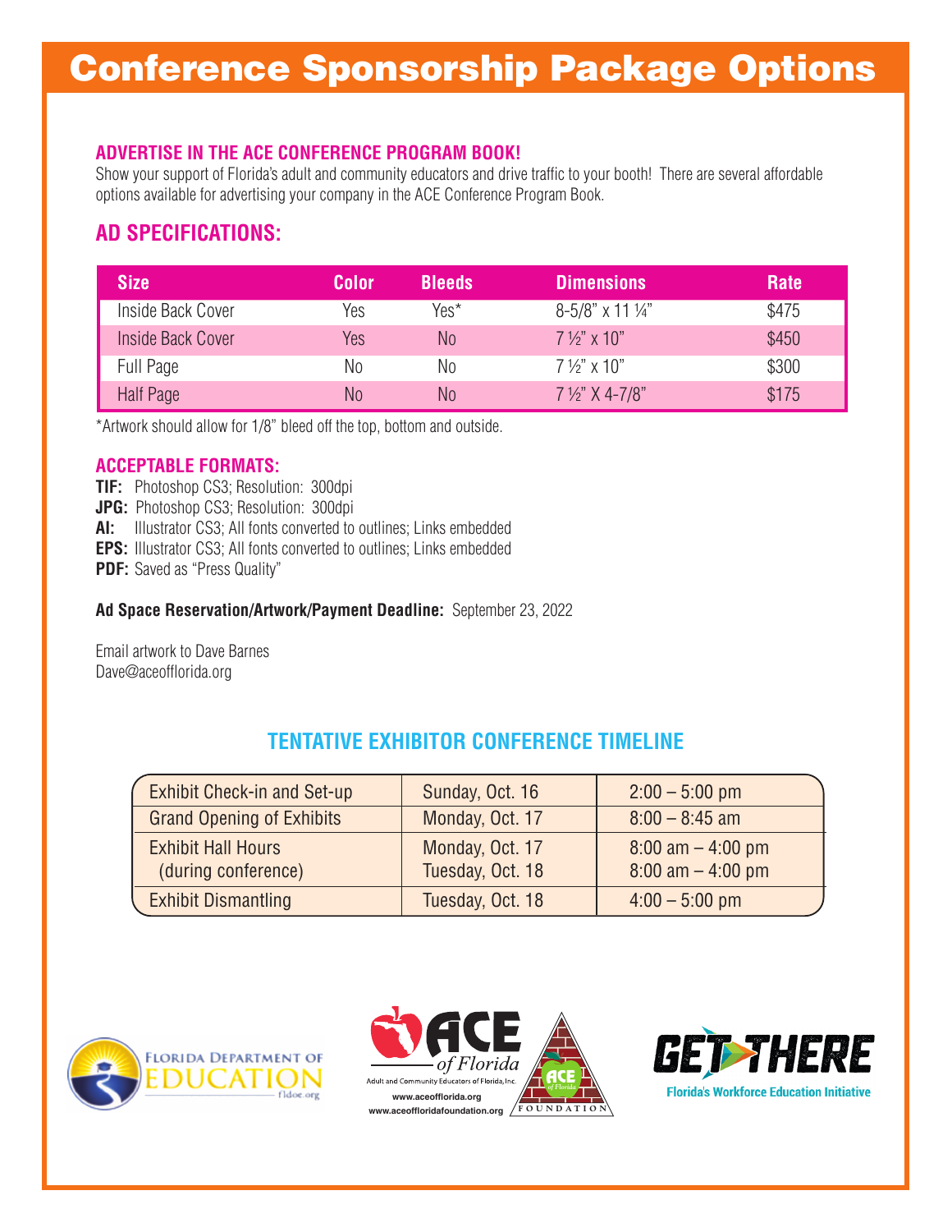# Conference Sponsorship Package Options

### ADVERTISE IN THE ACE CONFERENCE PROGRAM BOOK!

Show your support of Florida's adult and community educators and drive traffic to your booth! There are several affordable options available for advertising your company in the ACE Conference Program Book.

## AD SPECIFICATIONS:

| Size | Color | Bleeds | Dimensions | Rate |
|---|---|---|---|---|
| Inside Back Cover | Yes | Yes* | 8-5/8" x 11 ¼" | $475 |
| Inside Back Cover | Yes | No | 7 ½" x 10" | $450 |
| Full Page | No | No | 7 ½" x 10" | $300 |
| Half Page | No | No | 7 ½" X 4-7/8" | $175 |

*Artwork should allow for 1/8" bleed off the top, bottom and outside.

### ACCEPTABLE FORMATS:

**TIF:** Photoshop CS3; Resolution: 300dpi
**JPG:** Photoshop CS3; Resolution: 300dpi
**AI:** Illustrator CS3; All fonts converted to outlines; Links embedded
**EPS:** Illustrator CS3; All fonts converted to outlines; Links embedded
**PDF:** Saved as "Press Quality"

**Ad Space Reservation/Artwork/Payment Deadline:** September 23, 2022

Email artwork to Dave Barnes
Dave@aceofflorida.org

## TENTATIVE EXHIBITOR CONFERENCE TIMELINE

| | | |
|---|---|---|
| Exhibit Check-in and Set-up | Sunday, Oct. 16 | 2:00 – 5:00 pm |
| Grand Opening of Exhibits | Monday, Oct. 17 | 8:00 – 8:45 am |
| Exhibit Hall Hours (during conference) | Monday, Oct. 17<br>Tuesday, Oct. 18 | 8:00 am – 4:00 pm<br>8:00 am – 4:00 pm |
| Exhibit Dismantling | Tuesday, Oct. 18 | 4:00 – 5:00 pm |

Florida Department of Education fldoe.org

ACE of Florida
Adult and Community Educators of Florida, Inc.
www.aceofflorida.org
www.aceoffloridafoundation.org

ACE of Florida FOUNDATION

GET THERE
Florida's Workforce Education Initiative